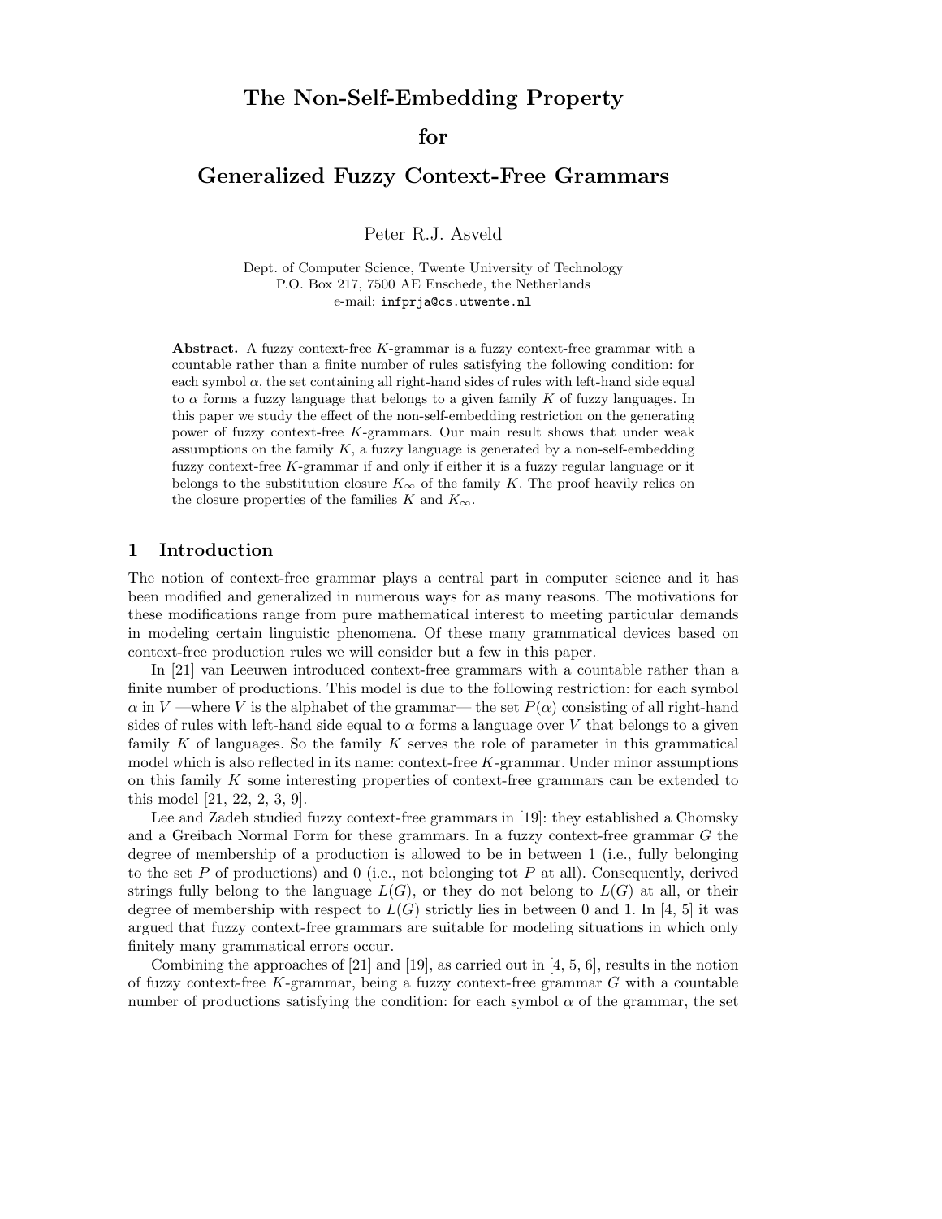# The Non-Self-Embedding Property

# for

# Generalized Fuzzy Context-Free Grammars

Peter R.J. Asveld

Dept. of Computer Science, Twente University of Technology
P.O. Box 217, 7500 AE Enschede, the Netherlands
e-mail: infprja@cs.utwente.nl

**Abstract.** A fuzzy context-free $K$-grammar is a fuzzy context-free grammar with a countable rather than a finite number of rules satisfying the following condition: for each symbol $\alpha$, the set containing all right-hand sides of rules with left-hand side equal to $\alpha$ forms a fuzzy language that belongs to a given family $K$ of fuzzy languages. In this paper we study the effect of the non-self-embedding restriction on the generating power of fuzzy context-free $K$-grammars. Our main result shows that under weak assumptions on the family $K$, a fuzzy language is generated by a non-self-embedding fuzzy context-free $K$-grammar if and only if either it is a fuzzy regular language or it belongs to the substitution closure $K_\infty$ of the family $K$. The proof heavily relies on the closure properties of the families $K$ and $K_\infty$.

## 1 Introduction

The notion of context-free grammar plays a central part in computer science and it has been modified and generalized in numerous ways for as many reasons. The motivations for these modifications range from pure mathematical interest to meeting particular demands in modeling certain linguistic phenomena. Of these many grammatical devices based on context-free production rules we will consider but a few in this paper.

In [21] van Leeuwen introduced context-free grammars with a countable rather than a finite number of productions. This model is due to the following restriction: for each symbol $\alpha$ in $V$ —where $V$ is the alphabet of the grammar— the set $P(\alpha)$ consisting of all right-hand sides of rules with left-hand side equal to $\alpha$ forms a language over $V$ that belongs to a given family $K$ of languages. So the family $K$ serves the role of parameter in this grammatical model which is also reflected in its name: context-free $K$-grammar. Under minor assumptions on this family $K$ some interesting properties of context-free grammars can be extended to this model [21, 22, 2, 3, 9].

Lee and Zadeh studied fuzzy context-free grammars in [19]: they established a Chomsky and a Greibach Normal Form for these grammars. In a fuzzy context-free grammar $G$ the degree of membership of a production is allowed to be in between 1 (i.e., fully belonging to the set $P$ of productions) and 0 (i.e., not belonging tot $P$ at all). Consequently, derived strings fully belong to the language $L(G)$, or they do not belong to $L(G)$ at all, or their degree of membership with respect to $L(G)$ strictly lies in between 0 and 1. In [4, 5] it was argued that fuzzy context-free grammars are suitable for modeling situations in which only finitely many grammatical errors occur.

Combining the approaches of [21] and [19], as carried out in [4, 5, 6], results in the notion of fuzzy context-free $K$-grammar, being a fuzzy context-free grammar $G$ with a countable number of productions satisfying the condition: for each symbol $\alpha$ of the grammar, the set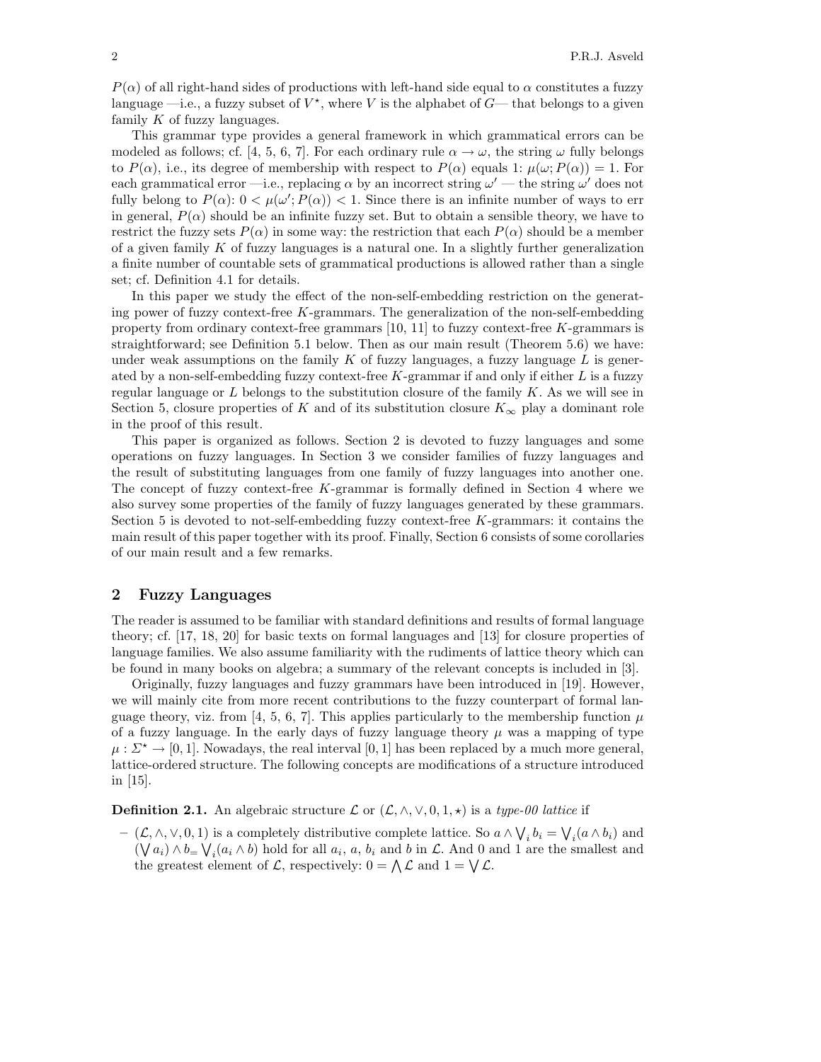$P(\alpha)$ of all right-hand sides of productions with left-hand side equal to $\alpha$ constitutes a fuzzy language —i.e., a fuzzy subset of $V^\star$, where $V$ is the alphabet of $G$— that belongs to a given family $K$ of fuzzy languages.

This grammar type provides a general framework in which grammatical errors can be modeled as follows; cf. [4, 5, 6, 7]. For each ordinary rule $\alpha \to \omega$, the string $\omega$ fully belongs to $P(\alpha)$, i.e., its degree of membership with respect to $P(\alpha)$ equals 1: $\mu(\omega; P(\alpha)) = 1$. For each grammatical error —i.e., replacing $\alpha$ by an incorrect string $\omega'$ — the string $\omega'$ does not fully belong to $P(\alpha)$: $0 < \mu(\omega'; P(\alpha)) < 1$. Since there is an infinite number of ways to err in general, $P(\alpha)$ should be an infinite fuzzy set. But to obtain a sensible theory, we have to restrict the fuzzy sets $P(\alpha)$ in some way: the restriction that each $P(\alpha)$ should be a member of a given family $K$ of fuzzy languages is a natural one. In a slightly further generalization a finite number of countable sets of grammatical productions is allowed rather than a single set; cf. Definition 4.1 for details.

In this paper we study the effect of the non-self-embedding restriction on the generating power of fuzzy context-free $K$-grammars. The generalization of the non-self-embedding property from ordinary context-free grammars [10, 11] to fuzzy context-free $K$-grammars is straightforward; see Definition 5.1 below. Then as our main result (Theorem 5.6) we have: under weak assumptions on the family $K$ of fuzzy languages, a fuzzy language $L$ is generated by a non-self-embedding fuzzy context-free $K$-grammar if and only if either $L$ is a fuzzy regular language or $L$ belongs to the substitution closure of the family $K$. As we will see in Section 5, closure properties of $K$ and of its substitution closure $K_\infty$ play a dominant role in the proof of this result.

This paper is organized as follows. Section 2 is devoted to fuzzy languages and some operations on fuzzy languages. In Section 3 we consider families of fuzzy languages and the result of substituting languages from one family of fuzzy languages into another one. The concept of fuzzy context-free $K$-grammar is formally defined in Section 4 where we also survey some properties of the family of fuzzy languages generated by these grammars. Section 5 is devoted to not-self-embedding fuzzy context-free $K$-grammars: it contains the main result of this paper together with its proof. Finally, Section 6 consists of some corollaries of our main result and a few remarks.

## 2 Fuzzy Languages

The reader is assumed to be familiar with standard definitions and results of formal language theory; cf. [17, 18, 20] for basic texts on formal languages and [13] for closure properties of language families. We also assume familiarity with the rudiments of lattice theory which can be found in many books on algebra; a summary of the relevant concepts is included in [3].

Originally, fuzzy languages and fuzzy grammars have been introduced in [19]. However, we will mainly cite from more recent contributions to the fuzzy counterpart of formal language theory, viz. from [4, 5, 6, 7]. This applies particularly to the membership function $\mu$ of a fuzzy language. In the early days of fuzzy language theory $\mu$ was a mapping of type $\mu : \Sigma^\star \to [0, 1]$. Nowadays, the real interval $[0, 1]$ has been replaced by a much more general, lattice-ordered structure. The following concepts are modifications of a structure introduced in [15].

**Definition 2.1.** An algebraic structure $\mathcal{L}$ or $(\mathcal{L}, \wedge, \vee, 0, 1, \star)$ is a *type-00 lattice* if

- $(\mathcal{L}, \wedge, \vee, 0, 1)$ is a completely distributive complete lattice. So $a \wedge \bigvee_i b_i = \bigvee_i (a \wedge b_i)$ and $(\bigvee a_i) \wedge b = \bigvee_i (a_i \wedge b)$ hold for all $a_i$, $a$, $b_i$ and $b$ in $\mathcal{L}$. And 0 and 1 are the smallest and the greatest element of $\mathcal{L}$, respectively: $0 = \bigwedge \mathcal{L}$ and $1 = \bigvee \mathcal{L}$.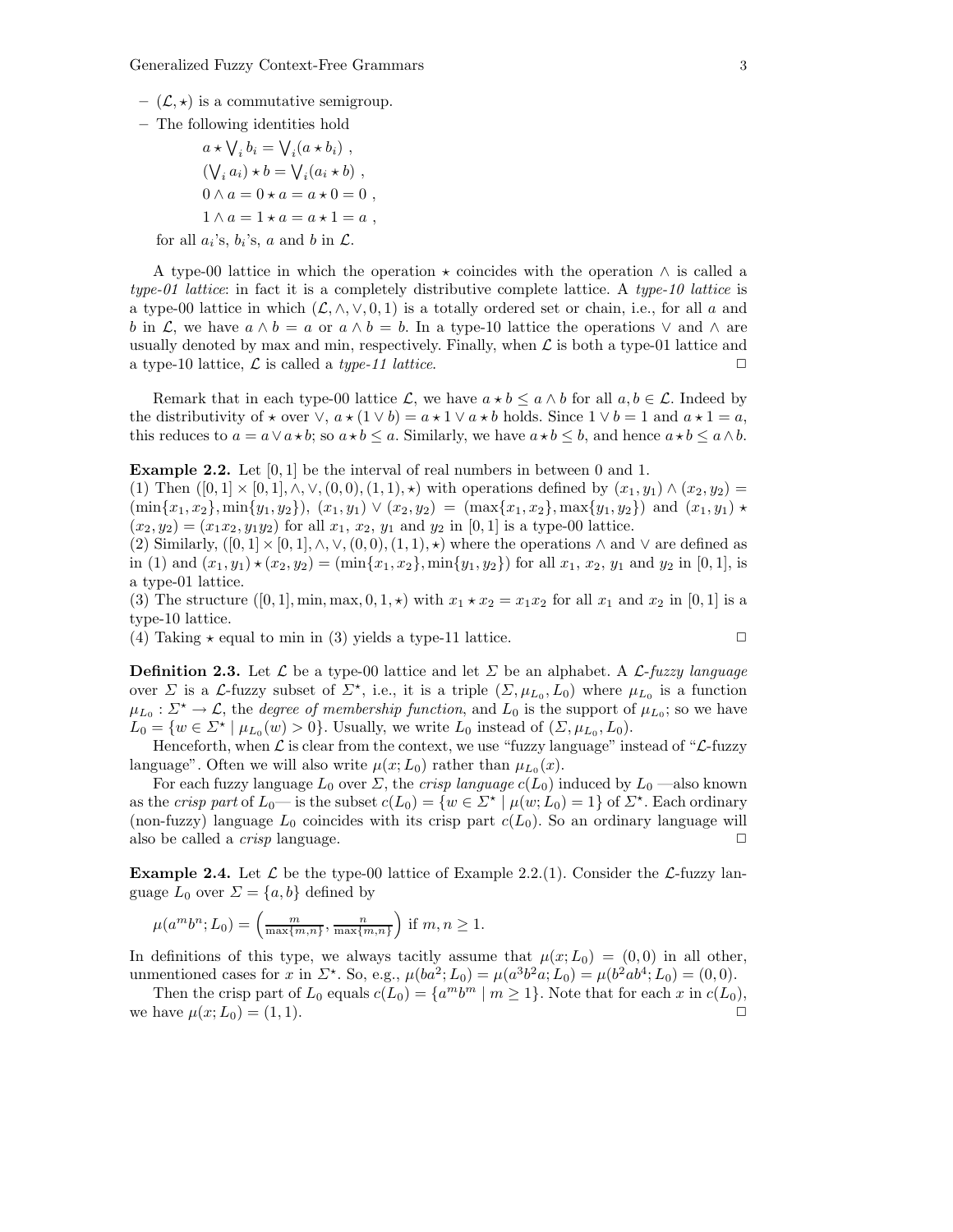– $(\mathcal{L}, \star)$ is a commutative semigroup.

– The following identities hold

$$a \star \bigvee_i b_i = \bigvee_i (a \star b_i) \ ,$$
$$(\bigvee_i a_i) \star b = \bigvee_i (a_i \star b) \ ,$$
$$0 \wedge a = 0 \star a = a \star 0 = 0 \ ,$$
$$1 \wedge a = 1 \star a = a \star 1 = a \ ,$$

for all $a_i$'s, $b_i$'s, $a$ and $b$ in $\mathcal{L}$.

A type-00 lattice in which the operation $\star$ coincides with the operation $\wedge$ is called a *type-01 lattice*: in fact it is a completely distributive complete lattice. A *type-10 lattice* is a type-00 lattice in which $(\mathcal{L}, \wedge, \vee, 0, 1)$ is a totally ordered set or chain, i.e., for all $a$ and $b$ in $\mathcal{L}$, we have $a \wedge b = a$ or $a \wedge b = b$. In a type-10 lattice the operations $\vee$ and $\wedge$ are usually denoted by max and min, respectively. Finally, when $\mathcal{L}$ is both a type-01 lattice and a type-10 lattice, $\mathcal{L}$ is called a *type-11 lattice*. □

Remark that in each type-00 lattice $\mathcal{L}$, we have $a \star b \leq a \wedge b$ for all $a, b \in \mathcal{L}$. Indeed by the distributivity of $\star$ over $\vee$, $a \star (1 \vee b) = a \star 1 \vee a \star b$ holds. Since $1 \vee b = 1$ and $a \star 1 = a$, this reduces to $a = a \vee a \star b$; so $a \star b \leq a$. Similarly, we have $a \star b \leq b$, and hence $a \star b \leq a \wedge b$.

**Example 2.2.** Let $[0, 1]$ be the interval of real numbers in between 0 and 1.
(1) Then $([0, 1] \times [0, 1], \wedge, \vee, (0, 0), (1, 1), \star)$ with operations defined by $(x_1, y_1) \wedge (x_2, y_2) = (\min\{x_1, x_2\}, \min\{y_1, y_2\})$, $(x_1, y_1) \vee (x_2, y_2) = (\max\{x_1, x_2\}, \max\{y_1, y_2\})$ and $(x_1, y_1) \star (x_2, y_2) = (x_1 x_2, y_1 y_2)$ for all $x_1$, $x_2$, $y_1$ and $y_2$ in $[0, 1]$ is a type-00 lattice.
(2) Similarly, $([0, 1] \times [0, 1], \wedge, \vee, (0, 0), (1, 1), \star)$ where the operations $\wedge$ and $\vee$ are defined as in (1) and $(x_1, y_1) \star (x_2, y_2) = (\min\{x_1, x_2\}, \min\{y_1, y_2\})$ for all $x_1$, $x_2$, $y_1$ and $y_2$ in $[0, 1]$, is a type-01 lattice.
(3) The structure $([0, 1], \min, \max, 0, 1, \star)$ with $x_1 \star x_2 = x_1 x_2$ for all $x_1$ and $x_2$ in $[0, 1]$ is a type-10 lattice.
(4) Taking $\star$ equal to min in (3) yields a type-11 lattice. □

**Definition 2.3.** Let $\mathcal{L}$ be a type-00 lattice and let $\Sigma$ be an alphabet. A *$\mathcal{L}$-fuzzy language* over $\Sigma$ is a $\mathcal{L}$-fuzzy subset of $\Sigma^\star$, i.e., it is a triple $(\Sigma, \mu_{L_0}, L_0)$ where $\mu_{L_0}$ is a function $\mu_{L_0} : \Sigma^\star \to \mathcal{L}$, the *degree of membership function*, and $L_0$ is the support of $\mu_{L_0}$; so we have $L_0 = \{w \in \Sigma^\star \mid \mu_{L_0}(w) > 0\}$. Usually, we write $L_0$ instead of $(\Sigma, \mu_{L_0}, L_0)$.

Henceforth, when $\mathcal{L}$ is clear from the context, we use "fuzzy language" instead of "$\mathcal{L}$-fuzzy language". Often we will also write $\mu(x; L_0)$ rather than $\mu_{L_0}(x)$.

For each fuzzy language $L_0$ over $\Sigma$, the *crisp language* $c(L_0)$ induced by $L_0$ —also known as the *crisp part* of $L_0$— is the subset $c(L_0) = \{w \in \Sigma^\star \mid \mu(w; L_0) = 1\}$ of $\Sigma^\star$. Each ordinary (non-fuzzy) language $L_0$ coincides with its crisp part $c(L_0)$. So an ordinary language will also be called a *crisp* language. □

**Example 2.4.** Let $\mathcal{L}$ be the type-00 lattice of Example 2.2.(1). Consider the $\mathcal{L}$-fuzzy language $L_0$ over $\Sigma = \{a, b\}$ defined by

$$\mu(a^m b^n; L_0) = \left( \tfrac{m}{\max\{m,n\}}, \tfrac{n}{\max\{m,n\}} \right) \text{ if } m, n \geq 1.$$

In definitions of this type, we always tacitly assume that $\mu(x; L_0) = (0, 0)$ in all other, unmentioned cases for $x$ in $\Sigma^\star$. So, e.g., $\mu(ba^2; L_0) = \mu(a^3 b^2 a; L_0) = \mu(b^2 a b^4; L_0) = (0, 0)$.

Then the crisp part of $L_0$ equals $c(L_0) = \{a^m b^m \mid m \geq 1\}$. Note that for each $x$ in $c(L_0)$, we have $\mu(x; L_0) = (1, 1)$. □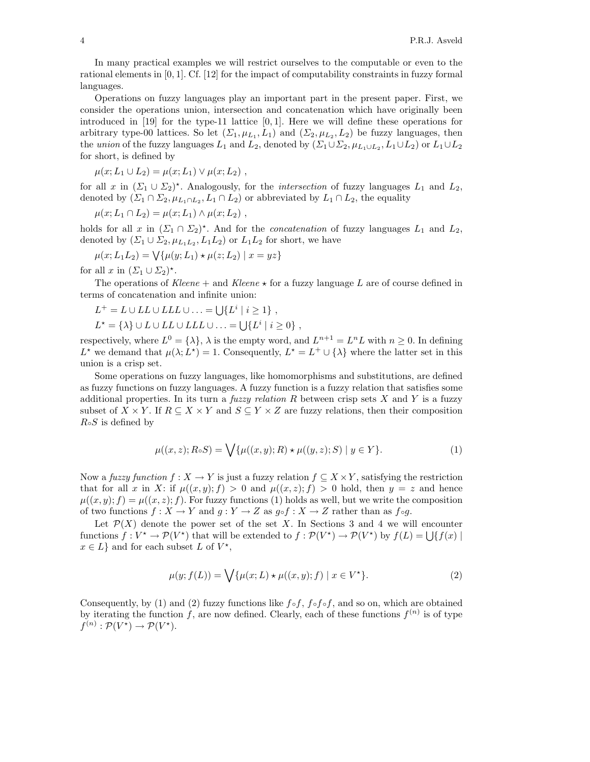In many practical examples we will restrict ourselves to the computable or even to the rational elements in $[0,1]$. Cf. [12] for the impact of computability constraints in fuzzy formal languages.

Operations on fuzzy languages play an important part in the present paper. First, we consider the operations union, intersection and concatenation which have originally been introduced in [19] for the type-11 lattice $[0,1]$. Here we will define these operations for arbitrary type-00 lattices. So let $(\Sigma_1, \mu_{L_1}, L_1)$ and $(\Sigma_2, \mu_{L_2}, L_2)$ be fuzzy languages, then the *union* of the fuzzy languages $L_1$ and $L_2$, denoted by $(\Sigma_1 \cup \Sigma_2, \mu_{L_1 \cup L_2}, L_1 \cup L_2)$ or $L_1 \cup L_2$ for short, is defined by

$$\mu(x; L_1 \cup L_2) = \mu(x; L_1) \vee \mu(x; L_2) \ ,$$

for all $x$ in $(\Sigma_1 \cup \Sigma_2)^\star$. Analogously, for the *intersection* of fuzzy languages $L_1$ and $L_2$, denoted by $(\Sigma_1 \cap \Sigma_2, \mu_{L_1 \cap L_2}, L_1 \cap L_2)$ or abbreviated by $L_1 \cap L_2$, the equality

$$\mu(x; L_1 \cap L_2) = \mu(x; L_1) \wedge \mu(x; L_2) \ ,$$

holds for all $x$ in $(\Sigma_1 \cap \Sigma_2)^\star$. And for the *concatenation* of fuzzy languages $L_1$ and $L_2$, denoted by $(\Sigma_1 \cup \Sigma_2, \mu_{L_1 L_2}, L_1 L_2)$ or $L_1 L_2$ for short, we have

$$\mu(x; L_1 L_2) = \bigvee \{\mu(y; L_1) \star \mu(z; L_2) \mid x = yz\}$$

for all $x$ in $(\Sigma_1 \cup \Sigma_2)^\star$.

The operations of *Kleene* + and *Kleene* $\star$ for a fuzzy language $L$ are of course defined in terms of concatenation and infinite union:

$$L^+ = L \cup LL \cup LLL \cup \ldots = \bigcup \{L^i \mid i \geq 1\} \ ,$$

$$L^\star = \{\lambda\} \cup L \cup LL \cup LLL \cup \ldots = \bigcup \{L^i \mid i \geq 0\} \ ,$$

respectively, where $L^0 = \{\lambda\}$, $\lambda$ is the empty word, and $L^{n+1} = L^n L$ with $n \geq 0$. In defining $L^\star$ we demand that $\mu(\lambda; L^\star) = 1$. Consequently, $L^\star = L^+ \cup \{\lambda\}$ where the latter set in this union is a crisp set.

Some operations on fuzzy languages, like homomorphisms and substitutions, are defined as fuzzy functions on fuzzy languages. A fuzzy function is a fuzzy relation that satisfies some additional properties. In its turn a *fuzzy relation* $R$ between crisp sets $X$ and $Y$ is a fuzzy subset of $X \times Y$. If $R \subseteq X \times Y$ and $S \subseteq Y \times Z$ are fuzzy relations, then their composition $R \circ S$ is defined by

$$\mu((x,z); R \circ S) = \bigvee \{\mu((x,y); R) \star \mu((y,z); S) \mid y \in Y\}. \tag{1}$$

Now a *fuzzy function* $f : X \to Y$ is just a fuzzy relation $f \subseteq X \times Y$, satisfying the restriction that for all $x$ in $X$: if $\mu((x,y); f) > 0$ and $\mu((x,z); f) > 0$ hold, then $y = z$ and hence $\mu((x,y); f) = \mu((x,z); f)$. For fuzzy functions (1) holds as well, but we write the composition of two functions $f : X \to Y$ and $g : Y \to Z$ as $g \circ f : X \to Z$ rather than as $f \circ g$.

Let $\mathcal{P}(X)$ denote the power set of the set $X$. In Sections 3 and 4 we will encounter functions $f : V^\star \to \mathcal{P}(V^\star)$ that will be extended to $f : \mathcal{P}(V^\star) \to \mathcal{P}(V^\star)$ by $f(L) = \bigcup \{f(x) \mid x \in L\}$ and for each subset $L$ of $V^\star$,

$$\mu(y; f(L)) = \bigvee \{\mu(x; L) \star \mu((x,y); f) \mid x \in V^\star\}. \tag{2}$$

Consequently, by (1) and (2) fuzzy functions like $f \circ f$, $f \circ f \circ f$, and so on, which are obtained by iterating the function $f$, are now defined. Clearly, each of these functions $f^{(n)}$ is of type $f^{(n)} : \mathcal{P}(V^\star) \to \mathcal{P}(V^\star)$.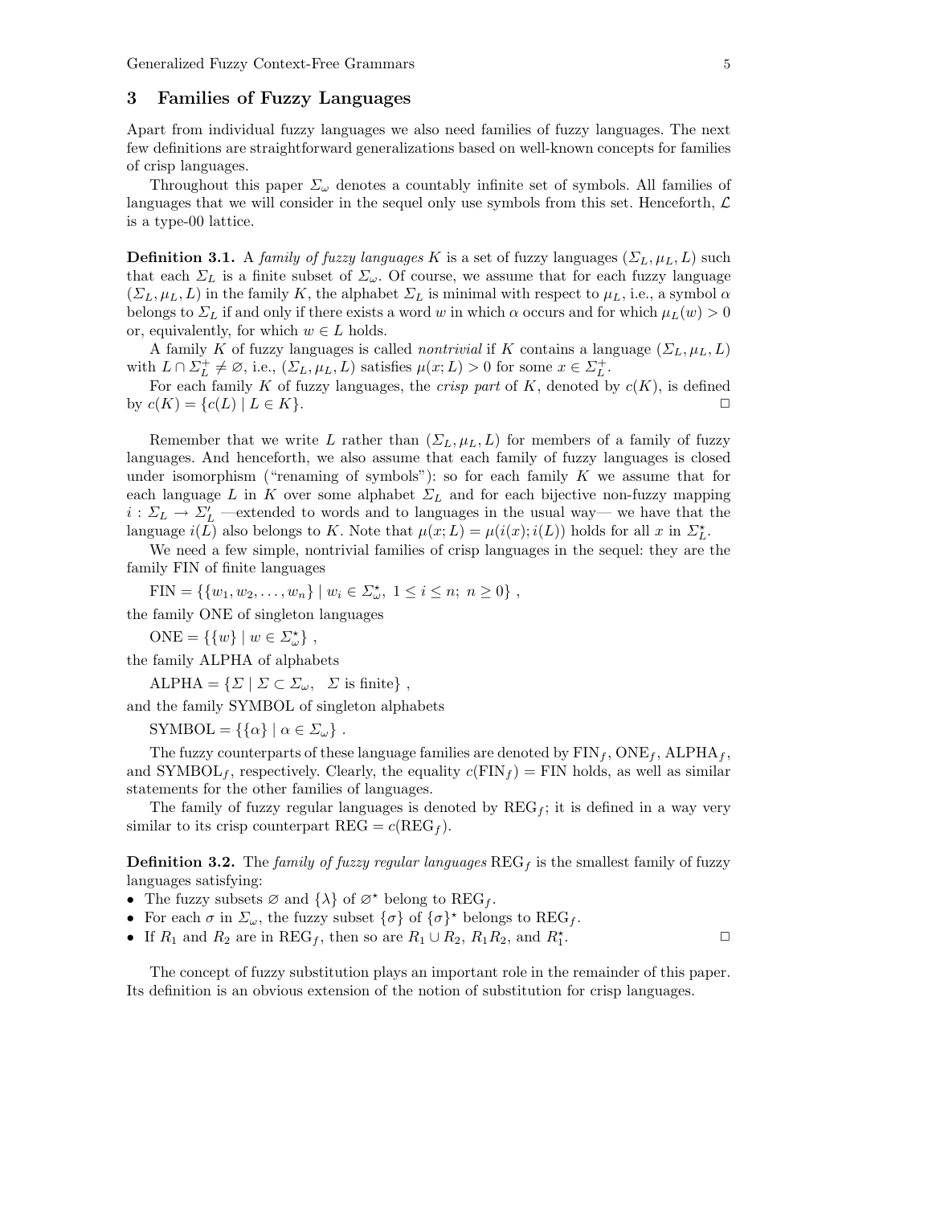## 3 Families of Fuzzy Languages

Apart from individual fuzzy languages we also need families of fuzzy languages. The next few definitions are straightforward generalizations based on well-known concepts for families of crisp languages.

Throughout this paper $\Sigma_\omega$ denotes a countably infinite set of symbols. All families of languages that we will consider in the sequel only use symbols from this set. Henceforth, $\mathcal{L}$ is a type-00 lattice.

**Definition 3.1.** A *family of fuzzy languages* $K$ is a set of fuzzy languages $(\Sigma_L, \mu_L, L)$ such that each $\Sigma_L$ is a finite subset of $\Sigma_\omega$. Of course, we assume that for each fuzzy language $(\Sigma_L, \mu_L, L)$ in the family $K$, the alphabet $\Sigma_L$ is minimal with respect to $\mu_L$, i.e., a symbol $\alpha$ belongs to $\Sigma_L$ if and only if there exists a word $w$ in which $\alpha$ occurs and for which $\mu_L(w) > 0$ or, equivalently, for which $w \in L$ holds.

A family $K$ of fuzzy languages is called *nontrivial* if $K$ contains a language $(\Sigma_L, \mu_L, L)$ with $L \cap \Sigma_L^+ \neq \varnothing$, i.e., $(\Sigma_L, \mu_L, L)$ satisfies $\mu(x; L) > 0$ for some $x \in \Sigma_L^+$.

For each family $K$ of fuzzy languages, the *crisp part* of $K$, denoted by $c(K)$, is defined by $c(K) = \{c(L) \mid L \in K\}$. □

Remember that we write $L$ rather than $(\Sigma_L, \mu_L, L)$ for members of a family of fuzzy languages. And henceforth, we also assume that each family of fuzzy languages is closed under isomorphism ("renaming of symbols"): so for each family $K$ we assume that for each language $L$ in $K$ over some alphabet $\Sigma_L$ and for each bijective non-fuzzy mapping $i : \Sigma_L \to \Sigma_L'$ —extended to words and to languages in the usual way— we have that the language $i(L)$ also belongs to $K$. Note that $\mu(x; L) = \mu(i(x); i(L))$ holds for all $x$ in $\Sigma_L^\star$.

We need a few simple, nontrivial families of crisp languages in the sequel: they are the family FIN of finite languages

$$\text{FIN} = \{\{w_1, w_2, \ldots, w_n\} \mid w_i \in \Sigma_\omega^\star,\ 1 \leq i \leq n;\ n \geq 0\}\ ,$$

the family ONE of singleton languages

$$\text{ONE} = \{\{w\} \mid w \in \Sigma_\omega^\star\}\ ,$$

the family ALPHA of alphabets

$$\text{ALPHA} = \{\Sigma \mid \Sigma \subset \Sigma_\omega,\quad \Sigma \text{ is finite}\}\ ,$$

and the family SYMBOL of singleton alphabets

$$\text{SYMBOL} = \{\{\alpha\} \mid \alpha \in \Sigma_\omega\}\ .$$

The fuzzy counterparts of these language families are denoted by $\text{FIN}_f$, $\text{ONE}_f$, $\text{ALPHA}_f$, and $\text{SYMBOL}_f$, respectively. Clearly, the equality $c(\text{FIN}_f) = \text{FIN}$ holds, as well as similar statements for the other families of languages.

The family of fuzzy regular languages is denoted by $\text{REG}_f$; it is defined in a way very similar to its crisp counterpart $\text{REG} = c(\text{REG}_f)$.

**Definition 3.2.** The *family of fuzzy regular languages* $\text{REG}_f$ is the smallest family of fuzzy languages satisfying:

- The fuzzy subsets $\varnothing$ and $\{\lambda\}$ of $\varnothing^\star$ belong to $\text{REG}_f$.
- For each $\sigma$ in $\Sigma_\omega$, the fuzzy subset $\{\sigma\}$ of $\{\sigma\}^\star$ belongs to $\text{REG}_f$.
- If $R_1$ and $R_2$ are in $\text{REG}_f$, then so are $R_1 \cup R_2$, $R_1 R_2$, and $R_1^\star$. □

The concept of fuzzy substitution plays an important role in the remainder of this paper. Its definition is an obvious extension of the notion of substitution for crisp languages.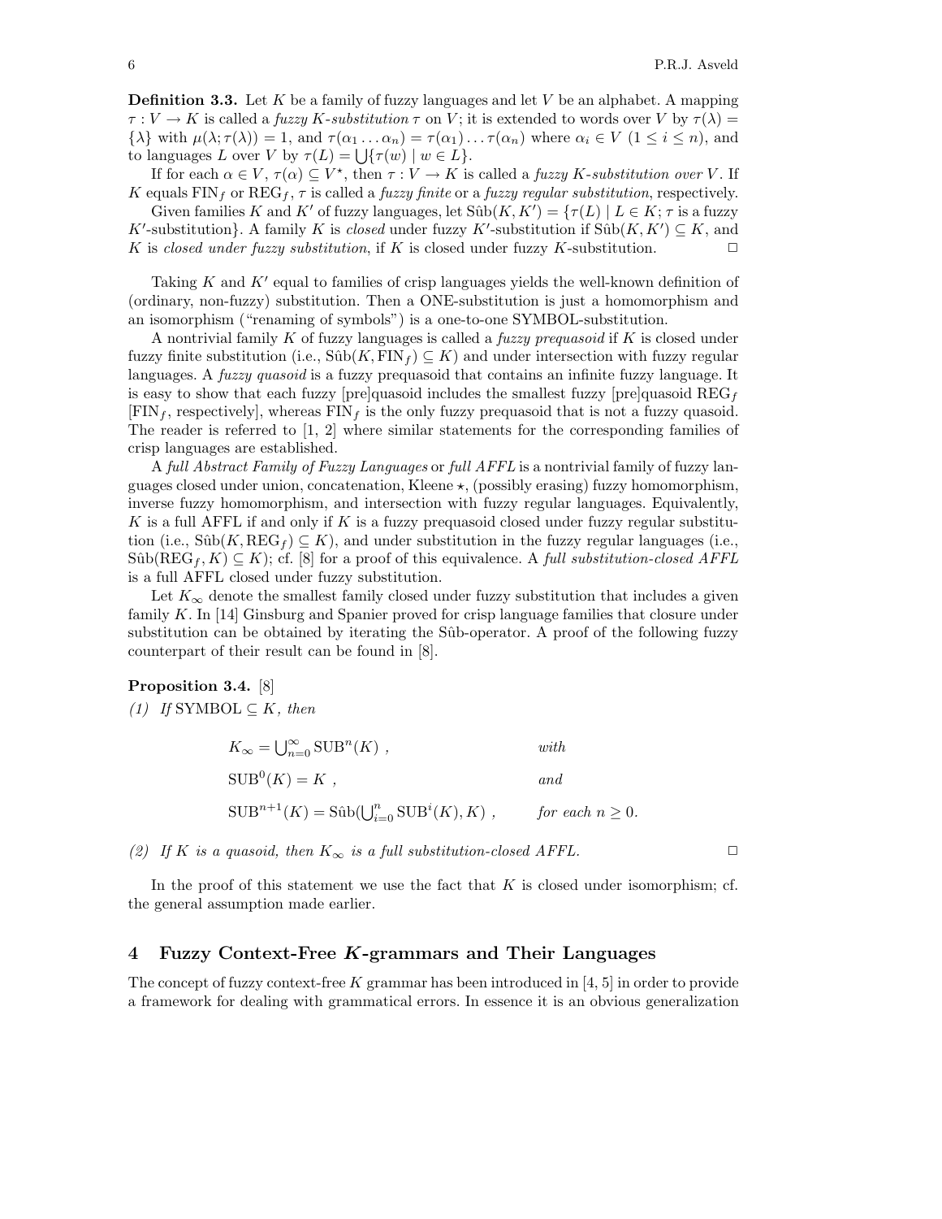**Definition 3.3.** Let $K$ be a family of fuzzy languages and let $V$ be an alphabet. A mapping $\tau : V \to K$ is called a *fuzzy $K$-substitution* $\tau$ on $V$; it is extended to words over $V$ by $\tau(\lambda) = \{\lambda\}$ with $\mu(\lambda; \tau(\lambda)) = 1$, and $\tau(\alpha_1 \ldots \alpha_n) = \tau(\alpha_1) \ldots \tau(\alpha_n)$ where $\alpha_i \in V$ $(1 \leq i \leq n)$, and to languages $L$ over $V$ by $\tau(L) = \bigcup\{\tau(w) \mid w \in L\}$.

If for each $\alpha \in V$, $\tau(\alpha) \subseteq V^\star$, then $\tau : V \to K$ is called a *fuzzy $K$-substitution over $V$*. If $K$ equals $\mathrm{FIN}_f$ or $\mathrm{REG}_f$, $\tau$ is called a *fuzzy finite* or a *fuzzy regular substitution*, respectively.

Given families $K$ and $K'$ of fuzzy languages, let $\hat{\mathrm{S}}\mathrm{\hat{u}b}(K, K') = \{\tau(L) \mid L \in K; \tau \text{ is a fuzzy } K'\text{-substitution}\}$. A family $K$ is *closed* under fuzzy $K'$-substitution if $\mathrm{S\hat{u}b}(K, K') \subseteq K$, and $K$ is *closed under fuzzy substitution*, if $K$ is closed under fuzzy $K$-substitution. $\square$

Taking $K$ and $K'$ equal to families of crisp languages yields the well-known definition of (ordinary, non-fuzzy) substitution. Then a ONE-substitution is just a homomorphism and an isomorphism ("renaming of symbols") is a one-to-one SYMBOL-substitution.

A nontrivial family $K$ of fuzzy languages is called a *fuzzy prequasoid* if $K$ is closed under fuzzy finite substitution (i.e., $\mathrm{S\hat{u}b}(K, \mathrm{FIN}_f) \subseteq K$) and under intersection with fuzzy regular languages. A *fuzzy quasoid* is a fuzzy prequasoid that contains an infinite fuzzy language. It is easy to show that each fuzzy [pre]quasoid includes the smallest fuzzy [pre]quasoid $\mathrm{REG}_f$ [$\mathrm{FIN}_f$, respectively], whereas $\mathrm{FIN}_f$ is the only fuzzy prequasoid that is not a fuzzy quasoid. The reader is referred to [1, 2] where similar statements for the corresponding families of crisp languages are established.

A *full Abstract Family of Fuzzy Languages* or *full AFFL* is a nontrivial family of fuzzy languages closed under union, concatenation, Kleene $\star$, (possibly erasing) fuzzy homomorphism, inverse fuzzy homomorphism, and intersection with fuzzy regular languages. Equivalently, $K$ is a full AFFL if and only if $K$ is a fuzzy prequasoid closed under fuzzy regular substitution (i.e., $\mathrm{S\hat{u}b}(K, \mathrm{REG}_f) \subseteq K$), and under substitution in the fuzzy regular languages (i.e., $\mathrm{S\hat{u}b}(\mathrm{REG}_f, K) \subseteq K$); cf. [8] for a proof of this equivalence. A *full substitution-closed AFFL* is a full AFFL closed under fuzzy substitution.

Let $K_\infty$ denote the smallest family closed under fuzzy substitution that includes a given family $K$. In [14] Ginsburg and Spanier proved for crisp language families that closure under substitution can be obtained by iterating the $\mathrm{S\hat{u}b}$-operator. A proof of the following fuzzy counterpart of their result can be found in [8].

**Proposition 3.4.** [8]

*(1) If* $\mathrm{SYMBOL} \subseteq K$*, then*

$$K_\infty = \bigcup_{n=0}^{\infty} \mathrm{SUB}^n(K) \ , \qquad \textit{with}$$

$$\mathrm{SUB}^0(K) = K \ , \qquad \textit{and}$$

$$\mathrm{SUB}^{n+1}(K) = \mathrm{S\hat{u}b}(\textstyle\bigcup_{i=0}^{n} \mathrm{SUB}^i(K), K) \ , \qquad \textit{for each } n \geq 0.$$

*(2) If $K$ is a quasoid, then $K_\infty$ is a full substitution-closed AFFL.* $\square$

In the proof of this statement we use the fact that $K$ is closed under isomorphism; cf. the general assumption made earlier.

## 4 Fuzzy Context-Free $K$-grammars and Their Languages

The concept of fuzzy context-free $K$ grammar has been introduced in [4, 5] in order to provide a framework for dealing with grammatical errors. In essence it is an obvious generalization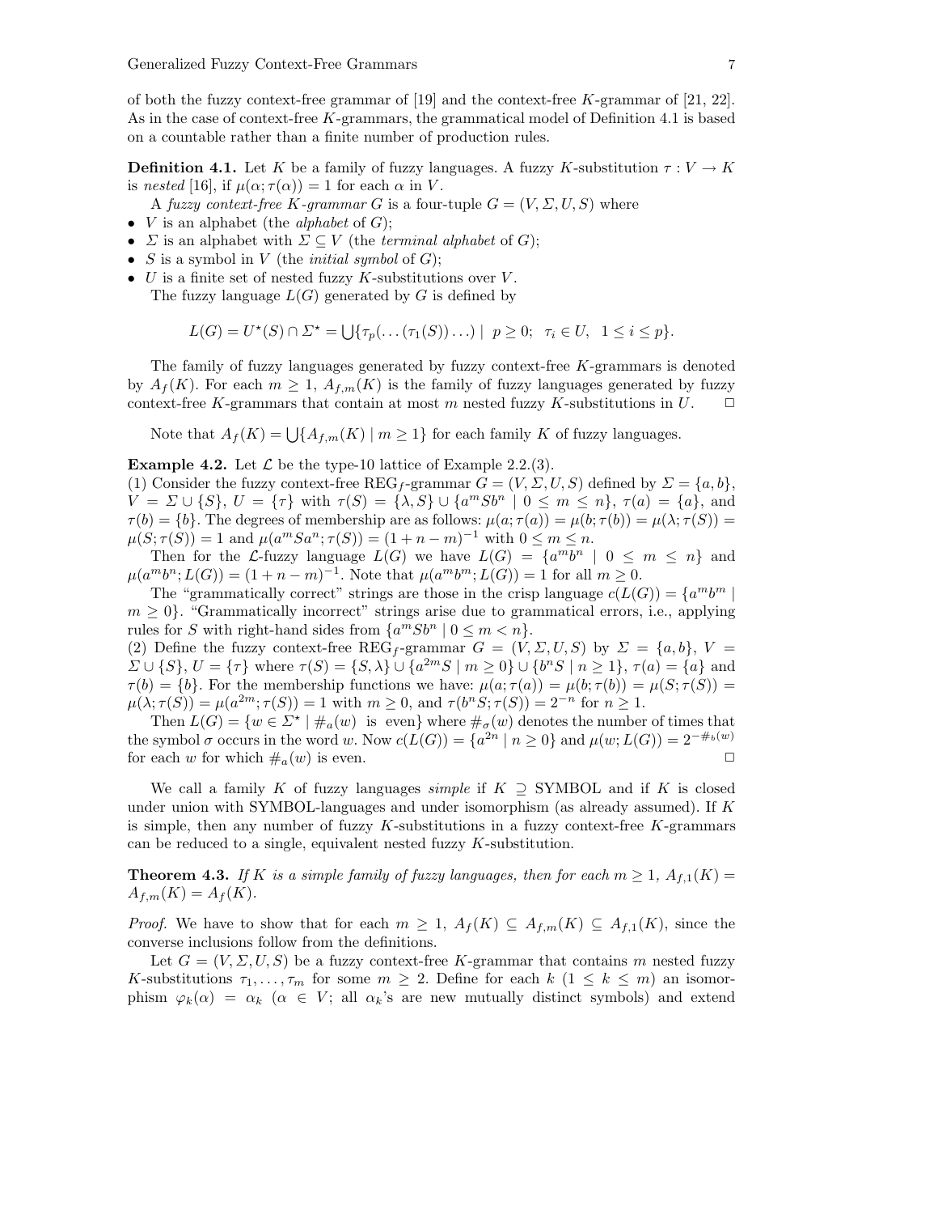of both the fuzzy context-free grammar of [19] and the context-free $K$-grammar of [21, 22]. As in the case of context-free $K$-grammars, the grammatical model of Definition 4.1 is based on a countable rather than a finite number of production rules.

**Definition 4.1.** Let $K$ be a family of fuzzy languages. A fuzzy $K$-substitution $\tau : V \to K$ is *nested* [16], if $\mu(\alpha; \tau(\alpha)) = 1$ for each $\alpha$ in $V$.

A *fuzzy context-free $K$-grammar* $G$ is a four-tuple $G = (V, \Sigma, U, S)$ where

- $V$ is an alphabet (the *alphabet* of $G$);
- $\Sigma$ is an alphabet with $\Sigma \subseteq V$ (the *terminal alphabet* of $G$);
- $S$ is a symbol in $V$ (the *initial symbol* of $G$);
- $U$ is a finite set of nested fuzzy $K$-substitutions over $V$.

The fuzzy language $L(G)$ generated by $G$ is defined by

$$L(G) = U^\star(S) \cap \Sigma^\star = \bigcup \{\tau_p(\ldots(\tau_1(S))\ldots) \mid \ p \geq 0; \ \ \tau_i \in U, \ \ 1 \leq i \leq p\}.$$

The family of fuzzy languages generated by fuzzy context-free $K$-grammars is denoted by $A_f(K)$. For each $m \geq 1$, $A_{f,m}(K)$ is the family of fuzzy languages generated by fuzzy context-free $K$-grammars that contain at most $m$ nested fuzzy $K$-substitutions in $U$. $\square$

Note that $A_f(K) = \bigcup \{A_{f,m}(K) \mid m \geq 1\}$ for each family $K$ of fuzzy languages.

**Example 4.2.** Let $\mathcal{L}$ be the type-10 lattice of Example 2.2.(3).

(1) Consider the fuzzy context-free REG$_f$-grammar $G = (V, \Sigma, U, S)$ defined by $\Sigma = \{a, b\}$, $V = \Sigma \cup \{S\}$, $U = \{\tau\}$ with $\tau(S) = \{\lambda, S\} \cup \{a^m S b^n \mid 0 \leq m \leq n\}$, $\tau(a) = \{a\}$, and $\tau(b) = \{b\}$. The degrees of membership are as follows: $\mu(a; \tau(a)) = \mu(b; \tau(b)) = \mu(\lambda; \tau(S)) = \mu(S; \tau(S)) = 1$ and $\mu(a^m S a^n; \tau(S)) = (1 + n - m)^{-1}$ with $0 \leq m \leq n$.

Then for the $\mathcal{L}$-fuzzy language $L(G)$ we have $L(G) = \{a^m b^n \mid 0 \leq m \leq n\}$ and $\mu(a^m b^n; L(G)) = (1 + n - m)^{-1}$. Note that $\mu(a^m b^m; L(G)) = 1$ for all $m \geq 0$.

The "grammatically correct" strings are those in the crisp language $c(L(G)) = \{a^m b^m \mid m \geq 0\}$. "Grammatically incorrect" strings arise due to grammatical errors, i.e., applying rules for $S$ with right-hand sides from $\{a^m S b^n \mid 0 \leq m < n\}$.

(2) Define the fuzzy context-free REG$_f$-grammar $G = (V, \Sigma, U, S)$ by $\Sigma = \{a, b\}$, $V = \Sigma \cup \{S\}$, $U = \{\tau\}$ where $\tau(S) = \{S, \lambda\} \cup \{a^{2m} S \mid m \geq 0\} \cup \{b^n S \mid n \geq 1\}$, $\tau(a) = \{a\}$ and $\tau(b) = \{b\}$. For the membership functions we have: $\mu(a; \tau(a)) = \mu(b; \tau(b)) = \mu(S; \tau(S)) = \mu(\lambda; \tau(S)) = \mu(a^{2m}; \tau(S)) = 1$ with $m \geq 0$, and $\tau(b^n S; \tau(S)) = 2^{-n}$ for $n \geq 1$.

Then $L(G) = \{w \in \Sigma^\star \mid \#_a(w) \ \text{ is } \ \text{even}\}$ where $\#_\sigma(w)$ denotes the number of times that the symbol $\sigma$ occurs in the word $w$. Now $c(L(G)) = \{a^{2n} \mid n \geq 0\}$ and $\mu(w; L(G)) = 2^{-\#_b(w)}$ for each $w$ for which $\#_a(w)$ is even. $\square$

We call a family $K$ of fuzzy languages *simple* if $K \supseteq$ SYMBOL and if $K$ is closed under union with SYMBOL-languages and under isomorphism (as already assumed). If $K$ is simple, then any number of fuzzy $K$-substitutions in a fuzzy context-free $K$-grammars can be reduced to a single, equivalent nested fuzzy $K$-substitution.

**Theorem 4.3.** *If $K$ is a simple family of fuzzy languages, then for each $m \geq 1$, $A_{f,1}(K) = A_{f,m}(K) = A_f(K)$.*

*Proof.* We have to show that for each $m \geq 1$, $A_f(K) \subseteq A_{f,m}(K) \subseteq A_{f,1}(K)$, since the converse inclusions follow from the definitions.

Let $G = (V, \Sigma, U, S)$ be a fuzzy context-free $K$-grammar that contains $m$ nested fuzzy $K$-substitutions $\tau_1, \ldots, \tau_m$ for some $m \geq 2$. Define for each $k$ $(1 \leq k \leq m)$ an isomorphism $\varphi_k(\alpha) = \alpha_k$ $(\alpha \in V$; all $\alpha_k$'s are new mutually distinct symbols) and extend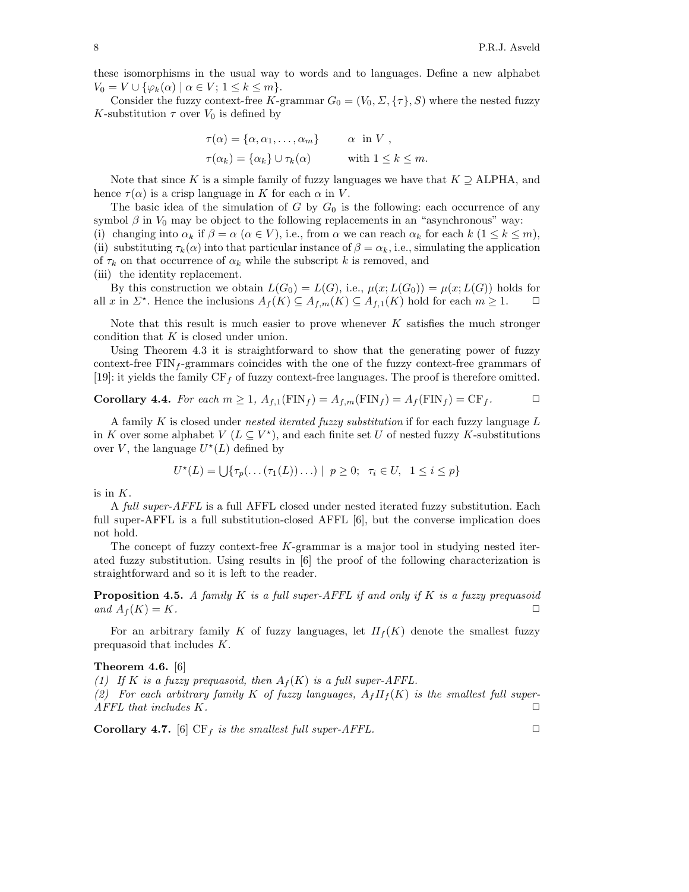these isomorphisms in the usual way to words and to languages. Define a new alphabet $V_0 = V \cup \{\varphi_k(\alpha) \mid \alpha \in V;\ 1 \le k \le m\}$.

Consider the fuzzy context-free $K$-grammar $G_0 = (V_0, \Sigma, \{\tau\}, S)$ where the nested fuzzy $K$-substitution $\tau$ over $V_0$ is defined by

$$\tau(\alpha) = \{\alpha, \alpha_1, \ldots, \alpha_m\} \qquad \alpha \text{ in } V\ ,$$

$$\tau(\alpha_k) = \{\alpha_k\} \cup \tau_k(\alpha) \qquad \text{with } 1 \le k \le m.$$

Note that since $K$ is a simple family of fuzzy languages we have that $K \supseteq$ ALPHA, and hence $\tau(\alpha)$ is a crisp language in $K$ for each $\alpha$ in $V$.

The basic idea of the simulation of $G$ by $G_0$ is the following: each occurrence of any symbol $\beta$ in $V_0$ may be object to the following replacements in an "asynchronous" way:
(i) changing into $\alpha_k$ if $\beta = \alpha$ ($\alpha \in V$), i.e., from $\alpha$ we can reach $\alpha_k$ for each $k$ ($1 \le k \le m$),
(ii) substituting $\tau_k(\alpha)$ into that particular instance of $\beta = \alpha_k$, i.e., simulating the application of $\tau_k$ on that occurrence of $\alpha_k$ while the subscript $k$ is removed, and
(iii) the identity replacement.

By this construction we obtain $L(G_0) = L(G)$, i.e., $\mu(x; L(G_0)) = \mu(x; L(G))$ holds for all $x$ in $\Sigma^\star$. Hence the inclusions $A_f(K) \subseteq A_{f,m}(K) \subseteq A_{f,1}(K)$ hold for each $m \ge 1$. □

Note that this result is much easier to prove whenever $K$ satisfies the much stronger condition that $K$ is closed under union.

Using Theorem 4.3 it is straightforward to show that the generating power of fuzzy context-free $\mathrm{FIN}_f$-grammars coincides with the one of the fuzzy context-free grammars of [19]: it yields the family $\mathrm{CF}_f$ of fuzzy context-free languages. The proof is therefore omitted.

**Corollary 4.4.** *For each $m \ge 1$, $A_{f,1}(\mathrm{FIN}_f) = A_{f,m}(\mathrm{FIN}_f) = A_f(\mathrm{FIN}_f) = \mathrm{CF}_f$.* □

A family $K$ is closed under *nested iterated fuzzy substitution* if for each fuzzy language $L$ in $K$ over some alphabet $V$ ($L \subseteq V^\star$), and each finite set $U$ of nested fuzzy $K$-substitutions over $V$, the language $U^\star(L)$ defined by

$$U^\star(L) = \bigcup\{\tau_p(\ldots(\tau_1(L))\ldots) \mid\ p \ge 0;\ \ \tau_i \in U,\ \ 1 \le i \le p\}$$

is in $K$.

A *full super-AFFL* is a full AFFL closed under nested iterated fuzzy substitution. Each full super-AFFL is a full substitution-closed AFFL [6], but the converse implication does not hold.

The concept of fuzzy context-free $K$-grammar is a major tool in studying nested iterated fuzzy substitution. Using results in [6] the proof of the following characterization is straightforward and so it is left to the reader.

**Proposition 4.5.** *A family $K$ is a full super-AFFL if and only if $K$ is a fuzzy prequasoid and $A_f(K) = K$.* □

For an arbitrary family $K$ of fuzzy languages, let $\Pi_f(K)$ denote the smallest fuzzy prequasoid that includes $K$.

**Theorem 4.6.** [6]
*(1) If $K$ is a fuzzy prequasoid, then $A_f(K)$ is a full super-AFFL.*
*(2) For each arbitrary family $K$ of fuzzy languages, $A_f\Pi_f(K)$ is the smallest full super-AFFL that includes $K$.* □

**Corollary 4.7.** [6] *$\mathrm{CF}_f$ is the smallest full super-AFFL.* □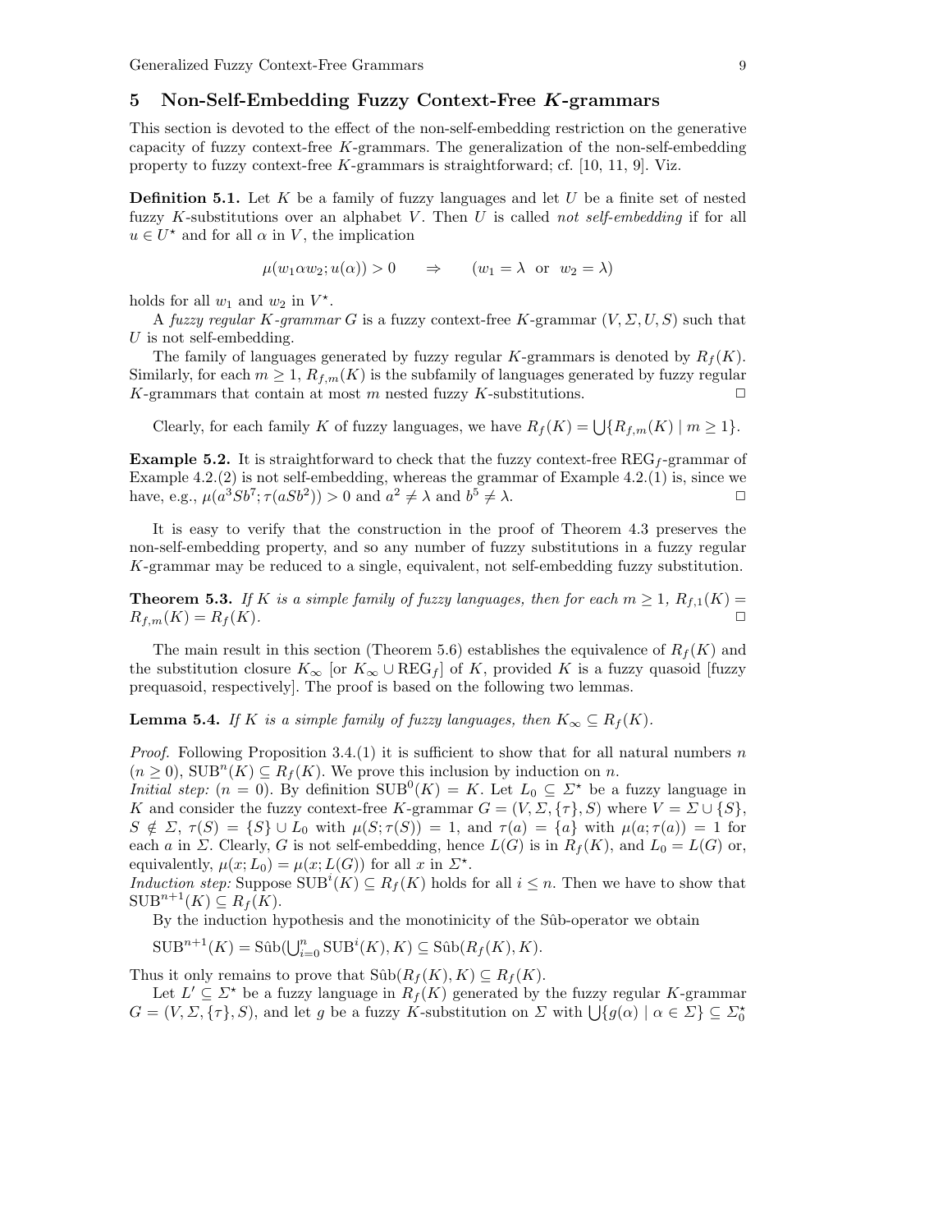## 5 Non-Self-Embedding Fuzzy Context-Free $K$-grammars

This section is devoted to the effect of the non-self-embedding restriction on the generative capacity of fuzzy context-free $K$-grammars. The generalization of the non-self-embedding property to fuzzy context-free $K$-grammars is straightforward; cf. [10, 11, 9]. Viz.

**Definition 5.1.** Let $K$ be a family of fuzzy languages and let $U$ be a finite set of nested fuzzy $K$-substitutions over an alphabet $V$. Then $U$ is called *not self-embedding* if for all $u \in U^\star$ and for all $\alpha$ in $V$, the implication

$$\mu(w_1 \alpha w_2; u(\alpha)) > 0 \qquad \Rightarrow \qquad (w_1 = \lambda \text{ or } w_2 = \lambda)$$

holds for all $w_1$ and $w_2$ in $V^\star$.

A *fuzzy regular $K$-grammar* $G$ is a fuzzy context-free $K$-grammar $(V, \Sigma, U, S)$ such that $U$ is not self-embedding.

The family of languages generated by fuzzy regular $K$-grammars is denoted by $R_f(K)$. Similarly, for each $m \geq 1$, $R_{f,m}(K)$ is the subfamily of languages generated by fuzzy regular $K$-grammars that contain at most $m$ nested fuzzy $K$-substitutions. □

Clearly, for each family $K$ of fuzzy languages, we have $R_f(K) = \bigcup\{R_{f,m}(K) \mid m \geq 1\}$.

**Example 5.2.** It is straightforward to check that the fuzzy context-free $\mathrm{REG}_f$-grammar of Example 4.2.(2) is not self-embedding, whereas the grammar of Example 4.2.(1) is, since we have, e.g., $\mu(a^3Sb^7; \tau(aSb^2)) > 0$ and $a^2 \neq \lambda$ and $b^5 \neq \lambda$. □

It is easy to verify that the construction in the proof of Theorem 4.3 preserves the non-self-embedding property, and so any number of fuzzy substitutions in a fuzzy regular $K$-grammar may be reduced to a single, equivalent, not self-embedding fuzzy substitution.

**Theorem 5.3.** *If $K$ is a simple family of fuzzy languages, then for each $m \geq 1$, $R_{f,1}(K) = R_{f,m}(K) = R_f(K)$.* □

The main result in this section (Theorem 5.6) establishes the equivalence of $R_f(K)$ and the substitution closure $K_\infty$ [or $K_\infty \cup \mathrm{REG}_f$] of $K$, provided $K$ is a fuzzy quasoid [fuzzy prequasoid, respectively]. The proof is based on the following two lemmas.

**Lemma 5.4.** *If $K$ is a simple family of fuzzy languages, then $K_\infty \subseteq R_f(K)$.*

*Proof.* Following Proposition 3.4.(1) it is sufficient to show that for all natural numbers $n$ ($n \geq 0$), $\mathrm{SUB}^n(K) \subseteq R_f(K)$. We prove this inclusion by induction on $n$.
*Initial step:* ($n = 0$). By definition $\mathrm{SUB}^0(K) = K$. Let $L_0 \subseteq \Sigma^\star$ be a fuzzy language in $K$ and consider the fuzzy context-free $K$-grammar $G = (V, \Sigma, \{\tau\}, S)$ where $V = \Sigma \cup \{S\}$, $S \notin \Sigma$, $\tau(S) = \{S\} \cup L_0$ with $\mu(S; \tau(S)) = 1$, and $\tau(a) = \{a\}$ with $\mu(a; \tau(a)) = 1$ for each $a$ in $\Sigma$. Clearly, $G$ is not self-embedding, hence $L(G)$ is in $R_f(K)$, and $L_0 = L(G)$ or, equivalently, $\mu(x; L_0) = \mu(x; L(G))$ for all $x$ in $\Sigma^\star$.
*Induction step:* Suppose $\mathrm{SUB}^i(K) \subseteq R_f(K)$ holds for all $i \leq n$. Then we have to show that $\mathrm{SUB}^{n+1}(K) \subseteq R_f(K)$.

By the induction hypothesis and the monotinicity of the $\hat{\mathrm{Sub}}$-operator we obtain

$\mathrm{SUB}^{n+1}(K) = \hat{\mathrm{Sub}}(\bigcup_{i=0}^{n} \mathrm{SUB}^i(K), K) \subseteq \hat{\mathrm{Sub}}(R_f(K), K)$.

Thus it only remains to prove that $\hat{\mathrm{Sub}}(R_f(K), K) \subseteq R_f(K)$.

Let $L' \subseteq \Sigma^\star$ be a fuzzy language in $R_f(K)$ generated by the fuzzy regular $K$-grammar $G = (V, \Sigma, \{\tau\}, S)$, and let $g$ be a fuzzy $K$-substitution on $\Sigma$ with $\bigcup\{g(\alpha) \mid \alpha \in \Sigma\} \subseteq \Sigma_0^\star$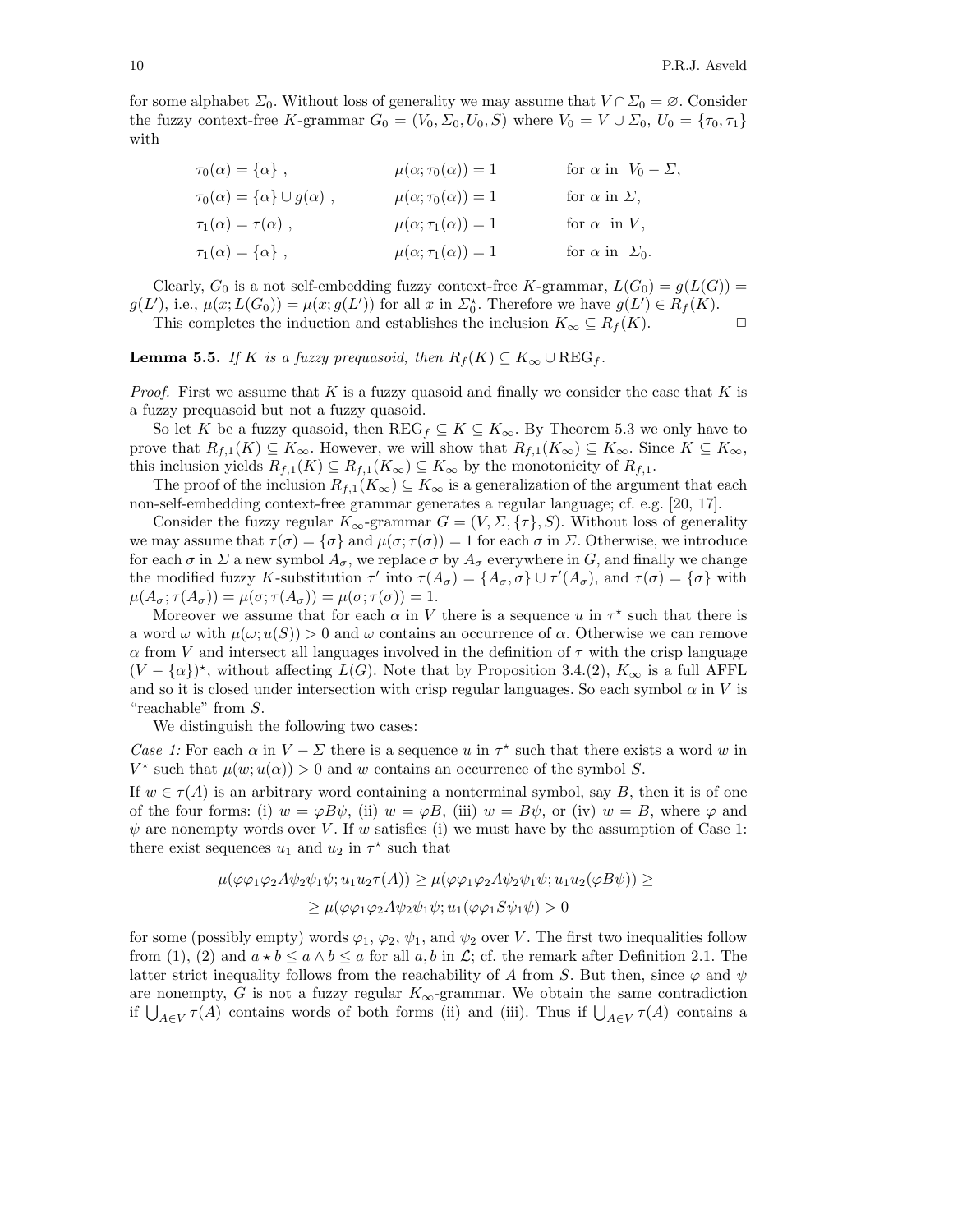for some alphabet $\Sigma_0$. Without loss of generality we may assume that $V \cap \Sigma_0 = \varnothing$. Consider the fuzzy context-free $K$-grammar $G_0 = (V_0, \Sigma_0, U_0, S)$ where $V_0 = V \cup \Sigma_0$, $U_0 = \{\tau_0, \tau_1\}$ with

$$
\begin{array}{lll}
\tau_0(\alpha) = \{\alpha\} , & \mu(\alpha; \tau_0(\alpha)) = 1 & \text{for } \alpha \text{ in } V_0 - \Sigma, \\
\tau_0(\alpha) = \{\alpha\} \cup g(\alpha) , & \mu(\alpha; \tau_0(\alpha)) = 1 & \text{for } \alpha \text{ in } \Sigma, \\
\tau_1(\alpha) = \tau(\alpha) , & \mu(\alpha; \tau_1(\alpha)) = 1 & \text{for } \alpha \text{ in } V, \\
\tau_1(\alpha) = \{\alpha\} , & \mu(\alpha; \tau_1(\alpha)) = 1 & \text{for } \alpha \text{ in } \Sigma_0.
\end{array}
$$

Clearly, $G_0$ is a not self-embedding fuzzy context-free $K$-grammar, $L(G_0) = g(L(G)) = g(L')$, i.e., $\mu(x; L(G_0)) = \mu(x; g(L'))$ for all $x$ in $\Sigma_0^\star$. Therefore we have $g(L') \in R_f(K)$.

This completes the induction and establishes the inclusion $K_\infty \subseteq R_f(K)$. □

**Lemma 5.5.** *If $K$ is a fuzzy prequasoid, then $R_f(K) \subseteq K_\infty \cup \mathrm{REG}_f$.*

*Proof.* First we assume that $K$ is a fuzzy quasoid and finally we consider the case that $K$ is a fuzzy prequasoid but not a fuzzy quasoid.

So let $K$ be a fuzzy quasoid, then $\mathrm{REG}_f \subseteq K \subseteq K_\infty$. By Theorem 5.3 we only have to prove that $R_{f,1}(K) \subseteq K_\infty$. However, we will show that $R_{f,1}(K_\infty) \subseteq K_\infty$. Since $K \subseteq K_\infty$, this inclusion yields $R_{f,1}(K) \subseteq R_{f,1}(K_\infty) \subseteq K_\infty$ by the monotonicity of $R_{f,1}$.

The proof of the inclusion $R_{f,1}(K_\infty) \subseteq K_\infty$ is a generalization of the argument that each non-self-embedding context-free grammar generates a regular language; cf. e.g. [20, 17].

Consider the fuzzy regular $K_\infty$-grammar $G = (V, \Sigma, \{\tau\}, S)$. Without loss of generality we may assume that $\tau(\sigma) = \{\sigma\}$ and $\mu(\sigma; \tau(\sigma)) = 1$ for each $\sigma$ in $\Sigma$. Otherwise, we introduce for each $\sigma$ in $\Sigma$ a new symbol $A_\sigma$, we replace $\sigma$ by $A_\sigma$ everywhere in $G$, and finally we change the modified fuzzy $K$-substitution $\tau'$ into $\tau(A_\sigma) = \{A_\sigma, \sigma\} \cup \tau'(A_\sigma)$, and $\tau(\sigma) = \{\sigma\}$ with $\mu(A_\sigma; \tau(A_\sigma)) = \mu(\sigma; \tau(A_\sigma)) = \mu(\sigma; \tau(\sigma)) = 1$.

Moreover we assume that for each $\alpha$ in $V$ there is a sequence $u$ in $\tau^\star$ such that there is a word $\omega$ with $\mu(\omega; u(S)) > 0$ and $\omega$ contains an occurrence of $\alpha$. Otherwise we can remove $\alpha$ from $V$ and intersect all languages involved in the definition of $\tau$ with the crisp language $(V - \{\alpha\})^\star$, without affecting $L(G)$. Note that by Proposition 3.4.(2), $K_\infty$ is a full AFFL and so it is closed under intersection with crisp regular languages. So each symbol $\alpha$ in $V$ is "reachable" from $S$.

We distinguish the following two cases:

*Case 1:* For each $\alpha$ in $V - \Sigma$ there is a sequence $u$ in $\tau^\star$ such that there exists a word $w$ in $V^\star$ such that $\mu(w; u(\alpha)) > 0$ and $w$ contains an occurrence of the symbol $S$.

If $w \in \tau(A)$ is an arbitrary word containing a nonterminal symbol, say $B$, then it is of one of the four forms: (i) $w = \varphi B \psi$, (ii) $w = \varphi B$, (iii) $w = B\psi$, or (iv) $w = B$, where $\varphi$ and $\psi$ are nonempty words over $V$. If $w$ satisfies (i) we must have by the assumption of Case 1: there exist sequences $u_1$ and $u_2$ in $\tau^\star$ such that

$$
\begin{aligned}
\mu(\varphi\varphi_1\varphi_2 A \psi_2\psi_1\psi; u_1 u_2 \tau(A)) &\geq \mu(\varphi\varphi_1\varphi_2 A \psi_2\psi_1\psi; u_1 u_2(\varphi B \psi)) \geq \\
&\geq \mu(\varphi\varphi_1\varphi_2 A \psi_2\psi_1\psi; u_1(\varphi\varphi_1 S \psi_1\psi) > 0
\end{aligned}
$$

for some (possibly empty) words $\varphi_1$, $\varphi_2$, $\psi_1$, and $\psi_2$ over $V$. The first two inequalities follow from (1), (2) and $a \star b \leq a \wedge b \leq a$ for all $a, b$ in $\mathcal{L}$; cf. the remark after Definition 2.1. The latter strict inequality follows from the reachability of $A$ from $S$. But then, since $\varphi$ and $\psi$ are nonempty, $G$ is not a fuzzy regular $K_\infty$-grammar. We obtain the same contradiction if $\bigcup_{A \in V} \tau(A)$ contains words of both forms (ii) and (iii). Thus if $\bigcup_{A \in V} \tau(A)$ contains a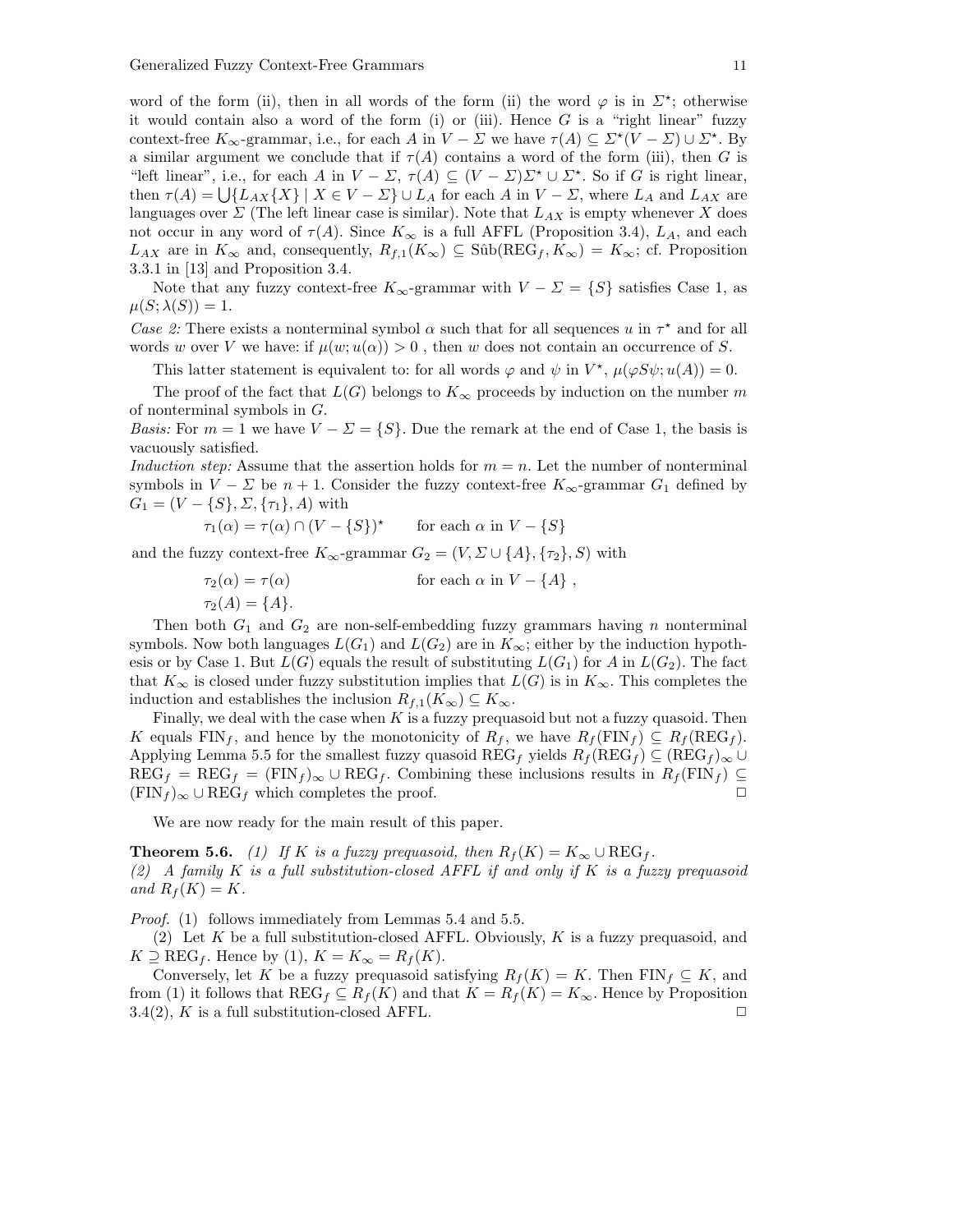word of the form (ii), then in all words of the form (ii) the word $\varphi$ is in $\Sigma^\star$; otherwise it would contain also a word of the form (i) or (iii). Hence $G$ is a "right linear" fuzzy context-free $K_\infty$-grammar, i.e., for each $A$ in $V - \Sigma$ we have $\tau(A) \subseteq \Sigma^\star(V-\Sigma) \cup \Sigma^\star$. By a similar argument we conclude that if $\tau(A)$ contains a word of the form (iii), then $G$ is "left linear", i.e., for each $A$ in $V - \Sigma$, $\tau(A) \subseteq (V-\Sigma)\Sigma^\star \cup \Sigma^\star$. So if $G$ is right linear, then $\tau(A) = \bigcup\{L_{AX}\{X\} \mid X \in V - \Sigma\} \cup L_A$ for each $A$ in $V - \Sigma$, where $L_A$ and $L_{AX}$ are languages over $\Sigma$ (The left linear case is similar). Note that $L_{AX}$ is empty whenever $X$ does not occur in any word of $\tau(A)$. Since $K_\infty$ is a full AFFL (Proposition 3.4), $L_A$, and each $L_{AX}$ are in $K_\infty$ and, consequently, $R_{f,1}(K_\infty) \subseteq \hat{\mathrm{Sub}}(\mathrm{REG}_f, K_\infty) = K_\infty$; cf. Proposition 3.3.1 in [13] and Proposition 3.4.

Note that any fuzzy context-free $K_\infty$-grammar with $V - \Sigma = \{S\}$ satisfies Case 1, as $\mu(S; \lambda(S)) = 1$.

*Case 2:* There exists a nonterminal symbol $\alpha$ such that for all sequences $u$ in $\tau^\star$ and for all words $w$ over $V$ we have: if $\mu(w; u(\alpha)) > 0$ , then $w$ does not contain an occurrence of $S$.

This latter statement is equivalent to: for all words $\varphi$ and $\psi$ in $V^\star$, $\mu(\varphi S \psi; u(A)) = 0$.

The proof of the fact that $L(G)$ belongs to $K_\infty$ proceeds by induction on the number $m$ of nonterminal symbols in $G$.

*Basis:* For $m = 1$ we have $V - \Sigma = \{S\}$. Due the remark at the end of Case 1, the basis is vacuously satisfied.

*Induction step:* Assume that the assertion holds for $m = n$. Let the number of nonterminal symbols in $V - \Sigma$ be $n + 1$. Consider the fuzzy context-free $K_\infty$-grammar $G_1$ defined by $G_1 = (V - \{S\}, \Sigma, \{\tau_1\}, A)$ with

$$\tau_1(\alpha) = \tau(\alpha) \cap (V - \{S\})^\star \qquad \text{for each } \alpha \text{ in } V - \{S\}$$

and the fuzzy context-free $K_\infty$-grammar $G_2 = (V, \Sigma \cup \{A\}, \{\tau_2\}, S)$ with

$$\tau_2(\alpha) = \tau(\alpha) \qquad \text{for each } \alpha \text{ in } V - \{A\}\,,$$
$$\tau_2(A) = \{A\}.$$

Then both $G_1$ and $G_2$ are non-self-embedding fuzzy grammars having $n$ nonterminal symbols. Now both languages $L(G_1)$ and $L(G_2)$ are in $K_\infty$; either by the induction hypothesis or by Case 1. But $L(G)$ equals the result of substituting $L(G_1)$ for $A$ in $L(G_2)$. The fact that $K_\infty$ is closed under fuzzy substitution implies that $L(G)$ is in $K_\infty$. This completes the induction and establishes the inclusion $R_{f,1}(K_\infty) \subseteq K_\infty$.

Finally, we deal with the case when $K$ is a fuzzy prequasoid but not a fuzzy quasoid. Then $K$ equals $\mathrm{FIN}_f$, and hence by the monotonicity of $R_f$, we have $R_f(\mathrm{FIN}_f) \subseteq R_f(\mathrm{REG}_f)$. Applying Lemma 5.5 for the smallest fuzzy quasoid $\mathrm{REG}_f$ yields $R_f(\mathrm{REG}_f) \subseteq (\mathrm{REG}_f)_\infty \cup \mathrm{REG}_f = \mathrm{REG}_f = (\mathrm{FIN}_f)_\infty \cup \mathrm{REG}_f$. Combining these inclusions results in $R_f(\mathrm{FIN}_f) \subseteq (\mathrm{FIN}_f)_\infty \cup \mathrm{REG}_f$ which completes the proof. □

We are now ready for the main result of this paper.

**Theorem 5.6.** *(1) If $K$ is a fuzzy prequasoid, then $R_f(K) = K_\infty \cup \mathrm{REG}_f$.*
*(2) A family $K$ is a full substitution-closed AFFL if and only if $K$ is a fuzzy prequasoid and $R_f(K) = K$.*

*Proof.* (1) follows immediately from Lemmas 5.4 and 5.5.

(2) Let $K$ be a full substitution-closed AFFL. Obviously, $K$ is a fuzzy prequasoid, and $K \supseteq \mathrm{REG}_f$. Hence by (1), $K = K_\infty = R_f(K)$.

Conversely, let $K$ be a fuzzy prequasoid satisfying $R_f(K) = K$. Then $\mathrm{FIN}_f \subseteq K$, and from (1) it follows that $\mathrm{REG}_f \subseteq R_f(K)$ and that $K = R_f(K) = K_\infty$. Hence by Proposition 3.4(2), $K$ is a full substitution-closed AFFL. □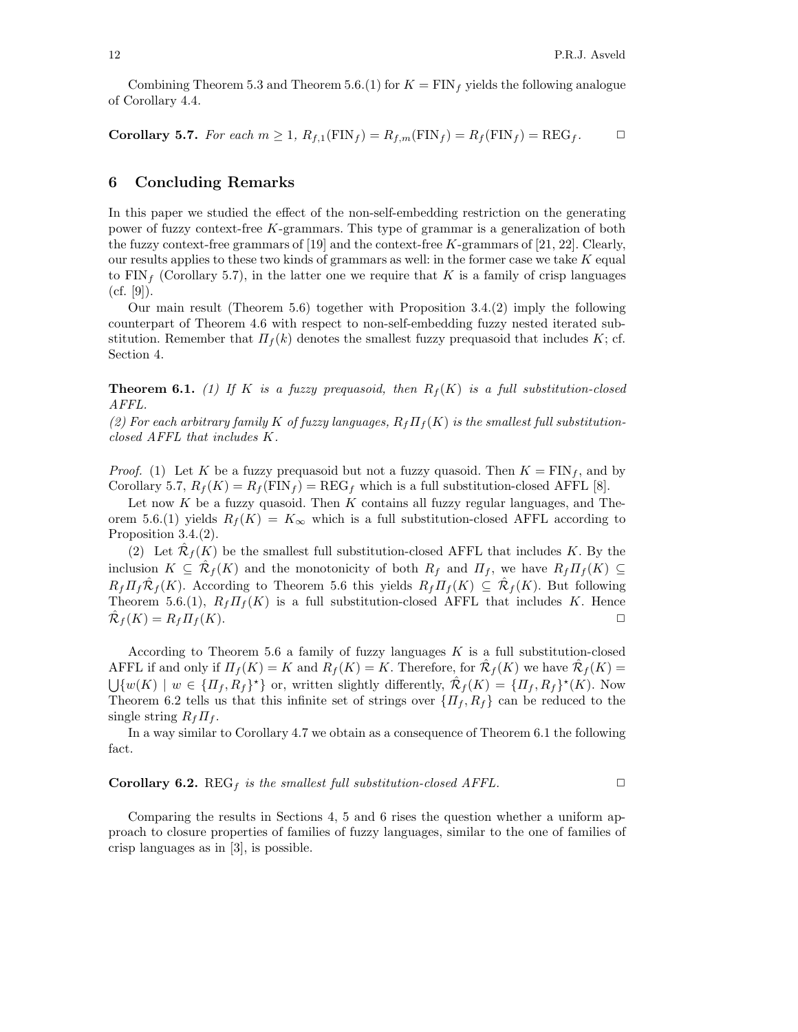Combining Theorem 5.3 and Theorem 5.6.(1) for $K = \mathrm{FIN}_f$ yields the following analogue of Corollary 4.4.

**Corollary 5.7.** *For each $m \geq 1$, $R_{f,1}(\mathrm{FIN}_f) = R_{f,m}(\mathrm{FIN}_f) = R_f(\mathrm{FIN}_f) = \mathrm{REG}_f$.* $\square$

## 6 Concluding Remarks

In this paper we studied the effect of the non-self-embedding restriction on the generating power of fuzzy context-free $K$-grammars. This type of grammar is a generalization of both the fuzzy context-free grammars of [19] and the context-free $K$-grammars of [21, 22]. Clearly, our results applies to these two kinds of grammars as well: in the former case we take $K$ equal to $\mathrm{FIN}_f$ (Corollary 5.7), in the latter one we require that $K$ is a family of crisp languages (cf. [9]).

Our main result (Theorem 5.6) together with Proposition 3.4.(2) imply the following counterpart of Theorem 4.6 with respect to non-self-embedding fuzzy nested iterated substitution. Remember that $\Pi_f(k)$ denotes the smallest fuzzy prequasoid that includes $K$; cf. Section 4.

**Theorem 6.1.** *(1) If $K$ is a fuzzy prequasoid, then $R_f(K)$ is a full substitution-closed AFFL.*
*(2) For each arbitrary family $K$ of fuzzy languages, $R_f\Pi_f(K)$ is the smallest full substitution-closed AFFL that includes $K$.*

*Proof.* (1) Let $K$ be a fuzzy prequasoid but not a fuzzy quasoid. Then $K = \mathrm{FIN}_f$, and by Corollary 5.7, $R_f(K) = R_f(\mathrm{FIN}_f) = \mathrm{REG}_f$ which is a full substitution-closed AFFL [8].

Let now $K$ be a fuzzy quasoid. Then $K$ contains all fuzzy regular languages, and Theorem 5.6.(1) yields $R_f(K) = K_\infty$ which is a full substitution-closed AFFL according to Proposition 3.4.(2).

(2) Let $\hat{\mathcal{R}}_f(K)$ be the smallest full substitution-closed AFFL that includes $K$. By the inclusion $K \subseteq \hat{\mathcal{R}}_f(K)$ and the monotonicity of both $R_f$ and $\Pi_f$, we have $R_f\Pi_f(K) \subseteq R_f\Pi_f\hat{\mathcal{R}}_f(K)$. According to Theorem 5.6 this yields $R_f\Pi_f(K) \subseteq \hat{\mathcal{R}}_f(K)$. But following Theorem 5.6.(1), $R_f\Pi_f(K)$ is a full substitution-closed AFFL that includes $K$. Hence $\hat{\mathcal{R}}_f(K) = R_f\Pi_f(K)$. $\square$

According to Theorem 5.6 a family of fuzzy languages $K$ is a full substitution-closed AFFL if and only if $\Pi_f(K) = K$ and $R_f(K) = K$. Therefore, for $\hat{\mathcal{R}}_f(K)$ we have $\hat{\mathcal{R}}_f(K) = \bigcup\{w(K) \mid w \in \{\Pi_f, R_f\}^\star\}$ or, written slightly differently, $\hat{\mathcal{R}}_f(K) = \{\Pi_f, R_f\}^\star(K)$. Now Theorem 6.2 tells us that this infinite set of strings over $\{\Pi_f, R_f\}$ can be reduced to the single string $R_f\Pi_f$.

In a way similar to Corollary 4.7 we obtain as a consequence of Theorem 6.1 the following fact.

**Corollary 6.2.** *$\mathrm{REG}_f$ is the smallest full substitution-closed AFFL.* $\square$

Comparing the results in Sections 4, 5 and 6 rises the question whether a uniform approach to closure properties of families of fuzzy languages, similar to the one of families of crisp languages as in [3], is possible.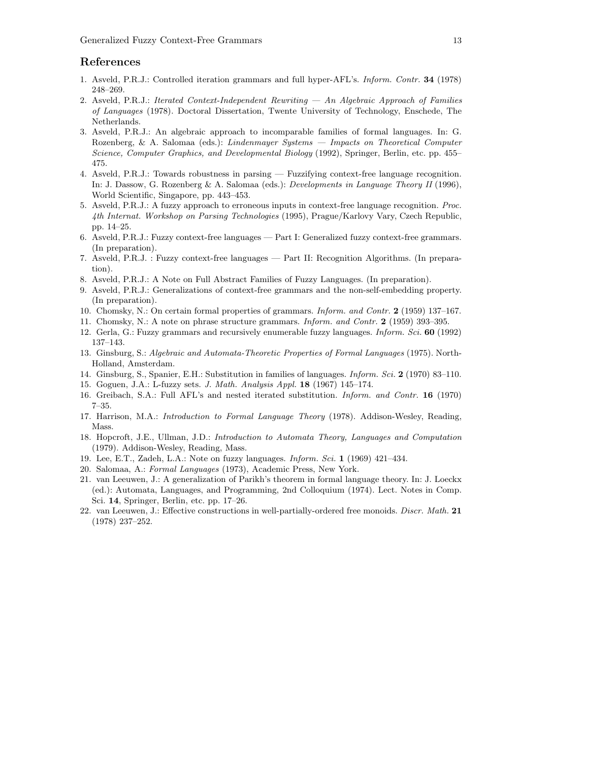## References

1. Asveld, P.R.J.: Controlled iteration grammars and full hyper-AFL's. *Inform. Contr.* **34** (1978) 248–269.
2. Asveld, P.R.J.: *Iterated Context-Independent Rewriting — An Algebraic Approach of Families of Languages* (1978). Doctoral Dissertation, Twente University of Technology, Enschede, The Netherlands.
3. Asveld, P.R.J.: An algebraic approach to incomparable families of formal languages. In: G. Rozenberg, & A. Salomaa (eds.): *Lindenmayer Systems — Impacts on Theoretical Computer Science, Computer Graphics, and Developmental Biology* (1992), Springer, Berlin, etc. pp. 455–475.
4. Asveld, P.R.J.: Towards robustness in parsing — Fuzzifying context-free language recognition. In: J. Dassow, G. Rozenberg & A. Salomaa (eds.): *Developments in Language Theory II* (1996), World Scientific, Singapore, pp. 443–453.
5. Asveld, P.R.J.: A fuzzy approach to erroneous inputs in context-free language recognition. *Proc. 4th Internat. Workshop on Parsing Technologies* (1995), Prague/Karlovy Vary, Czech Republic, pp. 14–25.
6. Asveld, P.R.J.: Fuzzy context-free languages — Part I: Generalized fuzzy context-free grammars. (In preparation).
7. Asveld, P.R.J. : Fuzzy context-free languages — Part II: Recognition Algorithms. (In preparation).
8. Asveld, P.R.J.: A Note on Full Abstract Families of Fuzzy Languages. (In preparation).
9. Asveld, P.R.J.: Generalizations of context-free grammars and the non-self-embedding property. (In preparation).
10. Chomsky, N.: On certain formal properties of grammars. *Inform. and Contr.* **2** (1959) 137–167.
11. Chomsky, N.: A note on phrase structure grammars. *Inform. and Contr.* **2** (1959) 393–395.
12. Gerla, G.: Fuzzy grammars and recursively enumerable fuzzy languages. *Inform. Sci.* **60** (1992) 137–143.
13. Ginsburg, S.: *Algebraic and Automata-Theoretic Properties of Formal Languages* (1975). North-Holland, Amsterdam.
14. Ginsburg, S., Spanier, E.H.: Substitution in families of languages. *Inform. Sci.* **2** (1970) 83–110.
15. Goguen, J.A.: L-fuzzy sets. *J. Math. Analysis Appl.* **18** (1967) 145–174.
16. Greibach, S.A.: Full AFL's and nested iterated substitution. *Inform. and Contr.* **16** (1970) 7–35.
17. Harrison, M.A.: *Introduction to Formal Language Theory* (1978). Addison-Wesley, Reading, Mass.
18. Hopcroft, J.E., Ullman, J.D.: *Introduction to Automata Theory, Languages and Computation* (1979). Addison-Wesley, Reading, Mass.
19. Lee, E.T., Zadeh, L.A.: Note on fuzzy languages. *Inform. Sci.* **1** (1969) 421–434.
20. Salomaa, A.: *Formal Languages* (1973), Academic Press, New York.
21. van Leeuwen, J.: A generalization of Parikh's theorem in formal language theory. In: J. Loeckx (ed.): Automata, Languages, and Programming, 2nd Colloquium (1974). Lect. Notes in Comp. Sci. **14**, Springer, Berlin, etc. pp. 17–26.
22. van Leeuwen, J.: Effective constructions in well-partially-ordered free monoids. *Discr. Math.* **21** (1978) 237–252.